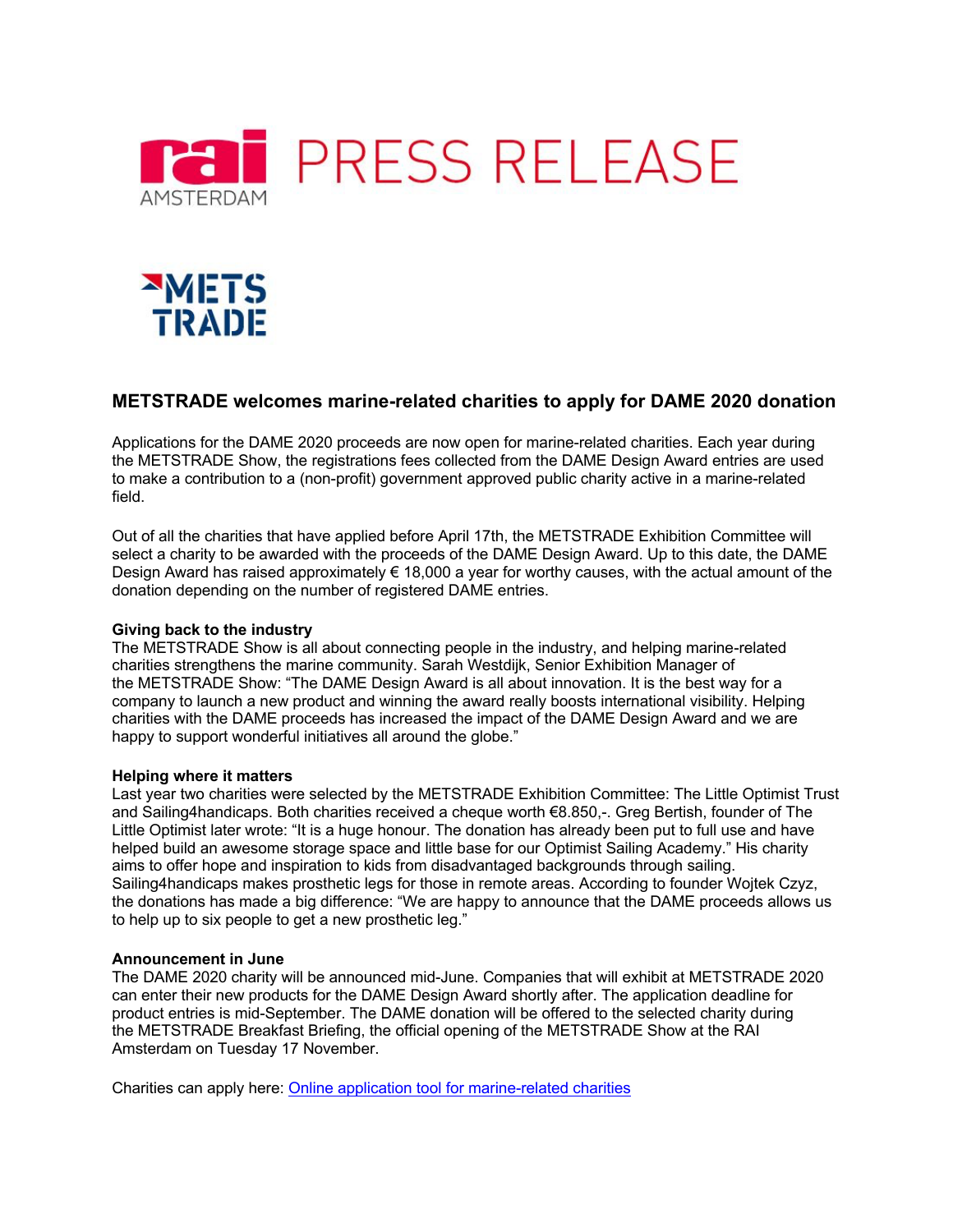# PRESS RELEASE

## METSTRADE welcomes marine-related charities to apply for DAME 2020 donation

Applications for the DAME 2020 proceeds are now open for marine-related charities. Each year during the METSTRADE Show, the registrations fees collected from the DAME Design Award entries are used to make a contribution to a (non-profit) government approved public charity active in a marine-related field.

Out of all the charities that have applied before April 17th, the METSTRADE Exhibition Committee will select a charity to be awarded with the proceeds of the DAME Design Award. Up to this date, the DAME Design Award has raised approximately € 18,000 a year for worthy causes, with the actual amount of the donation depending on the number of registered DAME entries.

**Giving back to the industry**
The METSTRADE Show is all about connecting people in the industry, and helping marine-related charities strengthens the marine community. Sarah Westdijk, Senior Exhibition Manager of the METSTRADE Show: "The DAME Design Award is all about innovation. It is the best way for a company to launch a new product and winning the award really boosts international visibility. Helping charities with the DAME proceeds has increased the impact of the DAME Design Award and we are happy to support wonderful initiatives all around the globe."

**Helping where it matters**
Last year two charities were selected by the METSTRADE Exhibition Committee: The Little Optimist Trust and Sailing4handicaps. Both charities received a cheque worth €8.850,-. Greg Bertish, founder of The Little Optimist later wrote: "It is a huge honour. The donation has already been put to full use and have helped build an awesome storage space and little base for our Optimist Sailing Academy." His charity aims to offer hope and inspiration to kids from disadvantaged backgrounds through sailing. Sailing4handicaps makes prosthetic legs for those in remote areas. According to founder Wojtek Czyz, the donations has made a big difference: "We are happy to announce that the DAME proceeds allows us to help up to six people to get a new prosthetic leg."

**Announcement in June**
The DAME 2020 charity will be announced mid-June. Companies that will exhibit at METSTRADE 2020 can enter their new products for the DAME Design Award shortly after. The application deadline for product entries is mid-September. The DAME donation will be offered to the selected charity during the METSTRADE Breakfast Briefing, the official opening of the METSTRADE Show at the RAI Amsterdam on Tuesday 17 November.

Charities can apply here: Online application tool for marine-related charities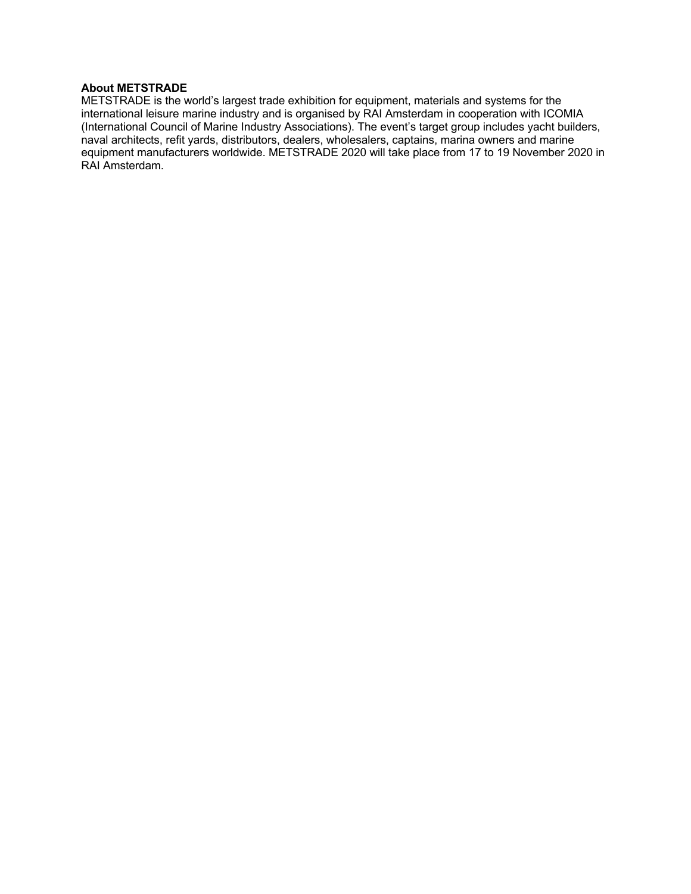**About METSTRADE**

METSTRADE is the world's largest trade exhibition for equipment, materials and systems for the international leisure marine industry and is organised by RAI Amsterdam in cooperation with ICOMIA (International Council of Marine Industry Associations). The event's target group includes yacht builders, naval architects, refit yards, distributors, dealers, wholesalers, captains, marina owners and marine equipment manufacturers worldwide. METSTRADE 2020 will take place from 17 to 19 November 2020 in RAI Amsterdam.